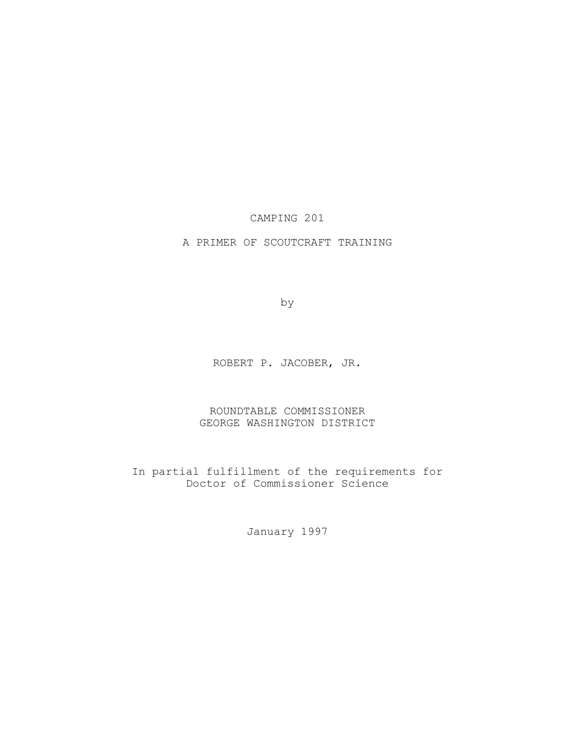# CAMPING 201

## A PRIMER OF SCOUTCRAFT TRAINING

by

ROBERT P. JACOBER, JR.

ROUNDTABLE COMMISSIONER
GEORGE WASHINGTON DISTRICT

In partial fulfillment of the requirements for
Doctor of Commissioner Science

January 1997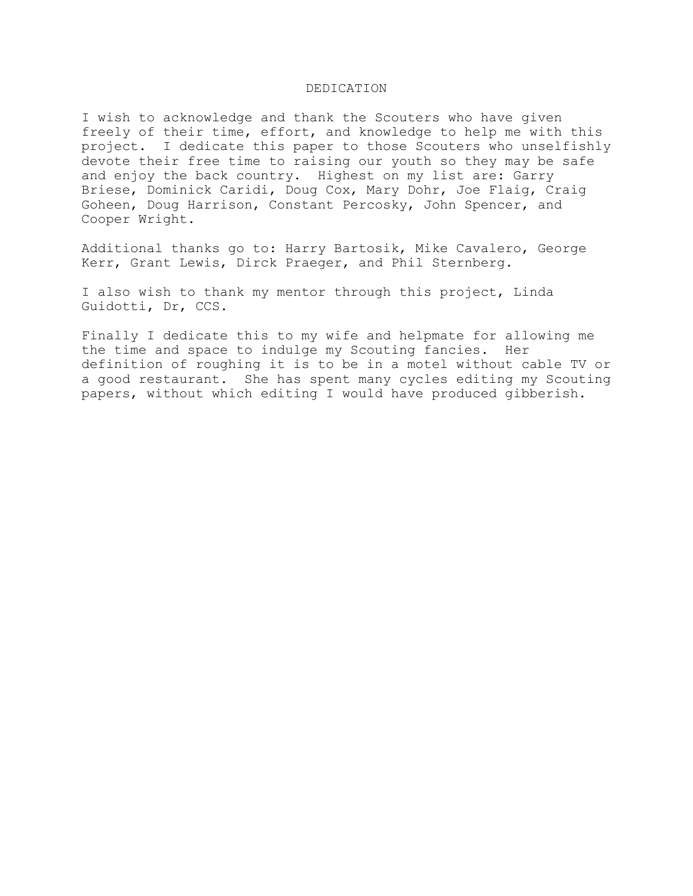# DEDICATION

I wish to acknowledge and thank the Scouters who have given freely of their time, effort, and knowledge to help me with this project. I dedicate this paper to those Scouters who unselfishly devote their free time to raising our youth so they may be safe and enjoy the back country. Highest on my list are: Garry Briese, Dominick Caridi, Doug Cox, Mary Dohr, Joe Flaig, Craig Goheen, Doug Harrison, Constant Percosky, John Spencer, and Cooper Wright.

Additional thanks go to: Harry Bartosik, Mike Cavalero, George Kerr, Grant Lewis, Dirck Praeger, and Phil Sternberg.

I also wish to thank my mentor through this project, Linda Guidotti, Dr, CCS.

Finally I dedicate this to my wife and helpmate for allowing me the time and space to indulge my Scouting fancies. Her definition of roughing it is to be in a motel without cable TV or a good restaurant. She has spent many cycles editing my Scouting papers, without which editing I would have produced gibberish.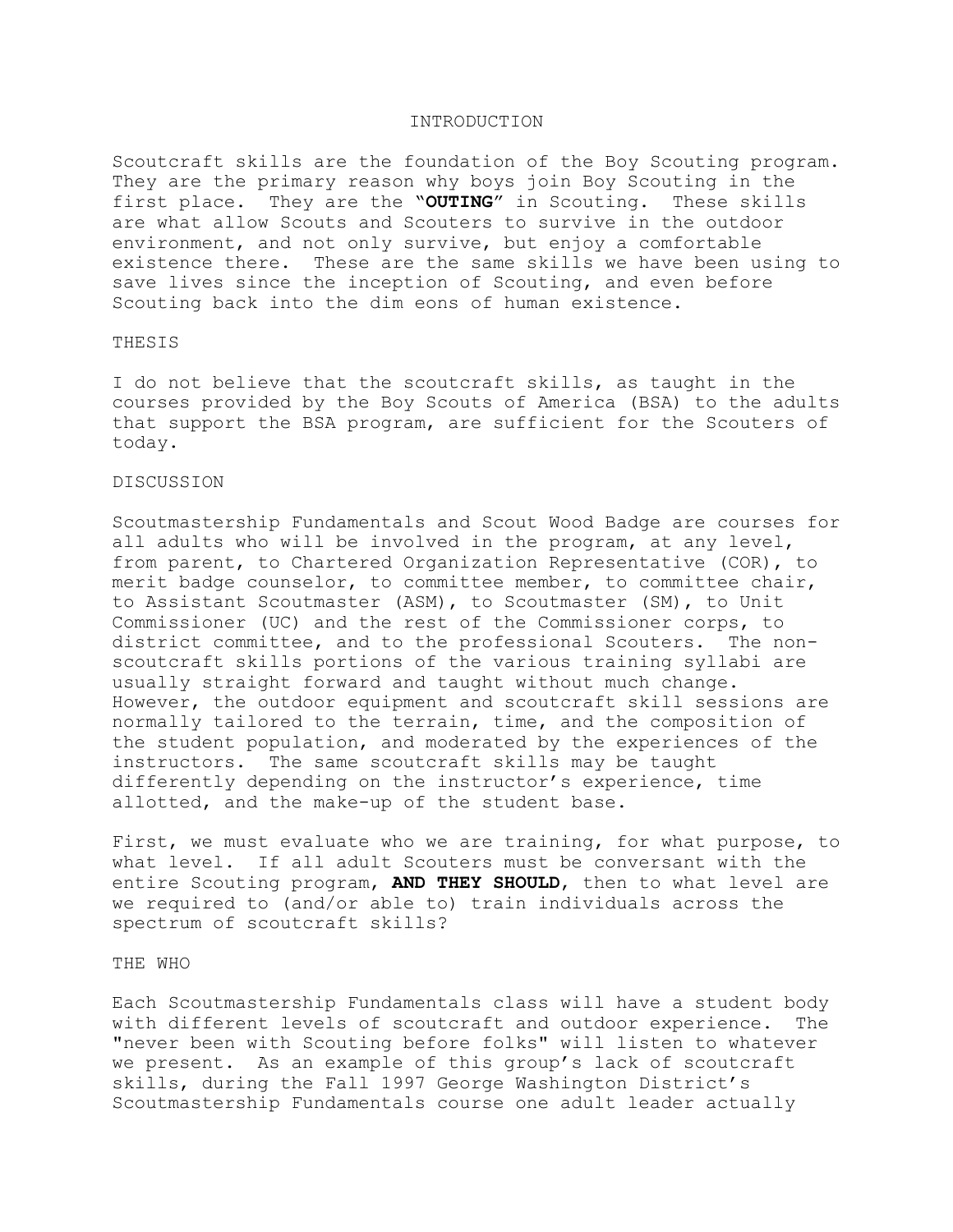## INTRODUCTION

Scoutcraft skills are the foundation of the Boy Scouting program. They are the primary reason why boys join Boy Scouting in the first place. They are the "**OUTING**" in Scouting. These skills are what allow Scouts and Scouters to survive in the outdoor environment, and not only survive, but enjoy a comfortable existence there. These are the same skills we have been using to save lives since the inception of Scouting, and even before Scouting back into the dim eons of human existence.

## THESIS

I do not believe that the scoutcraft skills, as taught in the courses provided by the Boy Scouts of America (BSA) to the adults that support the BSA program, are sufficient for the Scouters of today.

## DISCUSSION

Scoutmastership Fundamentals and Scout Wood Badge are courses for all adults who will be involved in the program, at any level, from parent, to Chartered Organization Representative (COR), to merit badge counselor, to committee member, to committee chair, to Assistant Scoutmaster (ASM), to Scoutmaster (SM), to Unit Commissioner (UC) and the rest of the Commissioner corps, to district committee, and to the professional Scouters. The non-scoutcraft skills portions of the various training syllabi are usually straight forward and taught without much change. However, the outdoor equipment and scoutcraft skill sessions are normally tailored to the terrain, time, and the composition of the student population, and moderated by the experiences of the instructors. The same scoutcraft skills may be taught differently depending on the instructor's experience, time allotted, and the make-up of the student base.

First, we must evaluate who we are training, for what purpose, to what level. If all adult Scouters must be conversant with the entire Scouting program, **AND THEY SHOULD**, then to what level are we required to (and/or able to) train individuals across the spectrum of scoutcraft skills?

## THE WHO

Each Scoutmastership Fundamentals class will have a student body with different levels of scoutcraft and outdoor experience. The "never been with Scouting before folks" will listen to whatever we present. As an example of this group's lack of scoutcraft skills, during the Fall 1997 George Washington District's Scoutmastership Fundamentals course one adult leader actually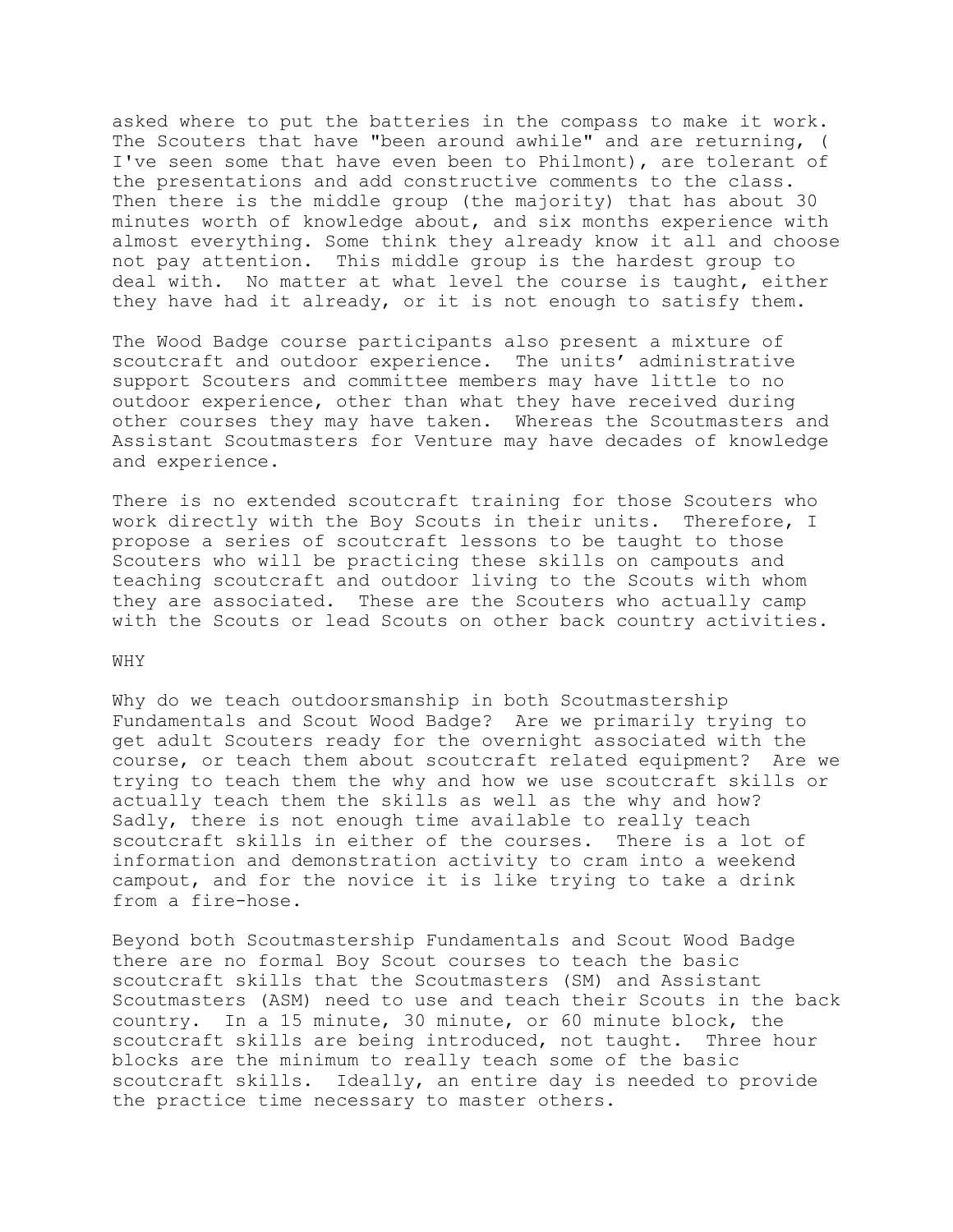asked where to put the batteries in the compass to make it work. The Scouters that have "been around awhile" and are returning, ( I've seen some that have even been to Philmont), are tolerant of the presentations and add constructive comments to the class. Then there is the middle group (the majority) that has about 30 minutes worth of knowledge about, and six months experience with almost everything. Some think they already know it all and choose not pay attention. This middle group is the hardest group to deal with. No matter at what level the course is taught, either they have had it already, or it is not enough to satisfy them.

The Wood Badge course participants also present a mixture of scoutcraft and outdoor experience. The units' administrative support Scouters and committee members may have little to no outdoor experience, other than what they have received during other courses they may have taken. Whereas the Scoutmasters and Assistant Scoutmasters for Venture may have decades of knowledge and experience.

There is no extended scoutcraft training for those Scouters who work directly with the Boy Scouts in their units. Therefore, I propose a series of scoutcraft lessons to be taught to those Scouters who will be practicing these skills on campouts and teaching scoutcraft and outdoor living to the Scouts with whom they are associated. These are the Scouters who actually camp with the Scouts or lead Scouts on other back country activities.

## WHY

Why do we teach outdoorsmanship in both Scoutmastership Fundamentals and Scout Wood Badge? Are we primarily trying to get adult Scouters ready for the overnight associated with the course, or teach them about scoutcraft related equipment? Are we trying to teach them the why and how we use scoutcraft skills or actually teach them the skills as well as the why and how? Sadly, there is not enough time available to really teach scoutcraft skills in either of the courses. There is a lot of information and demonstration activity to cram into a weekend campout, and for the novice it is like trying to take a drink from a fire-hose.

Beyond both Scoutmastership Fundamentals and Scout Wood Badge there are no formal Boy Scout courses to teach the basic scoutcraft skills that the Scoutmasters (SM) and Assistant Scoutmasters (ASM) need to use and teach their Scouts in the back country. In a 15 minute, 30 minute, or 60 minute block, the scoutcraft skills are being introduced, not taught. Three hour blocks are the minimum to really teach some of the basic scoutcraft skills. Ideally, an entire day is needed to provide the practice time necessary to master others.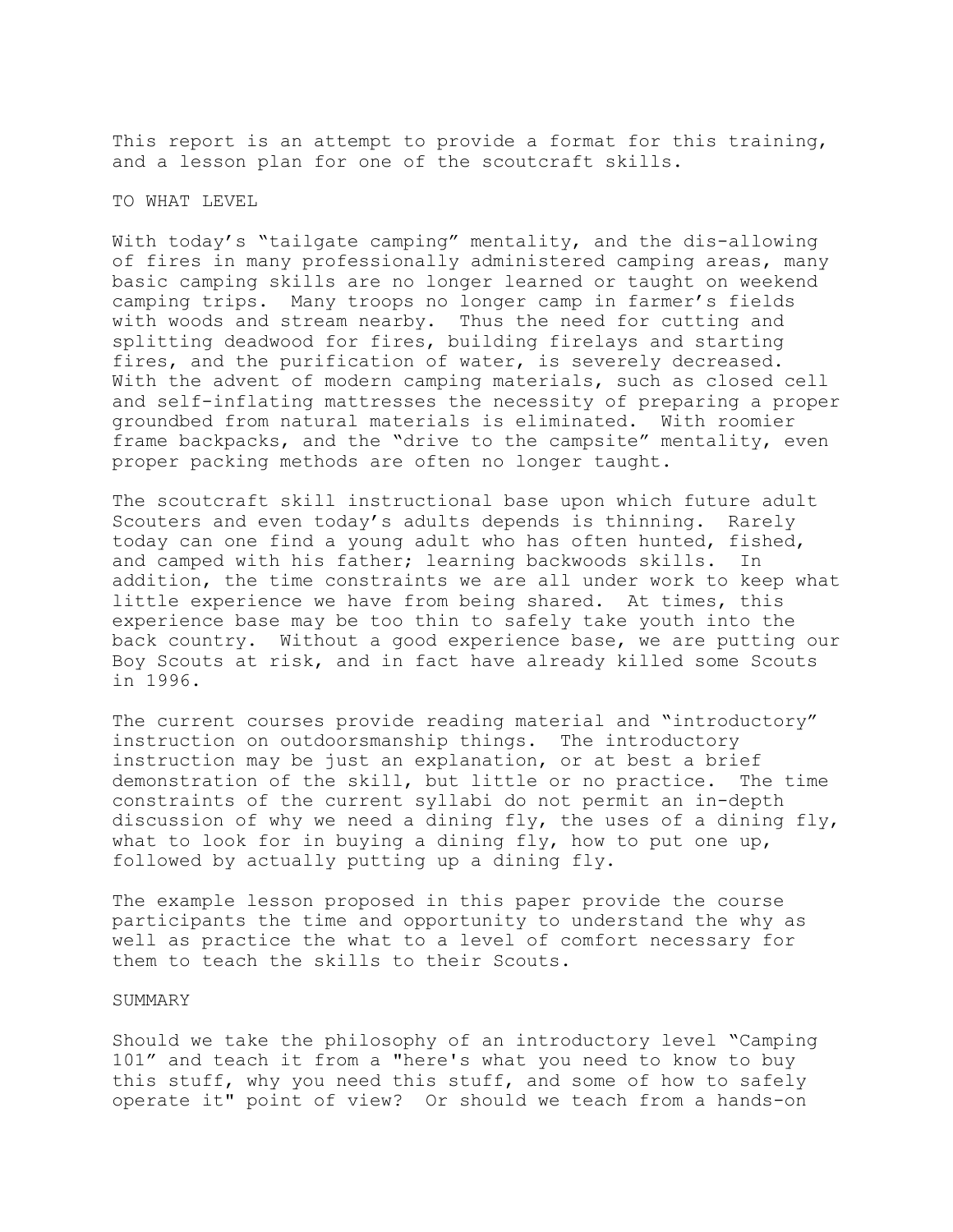This report is an attempt to provide a format for this training, and a lesson plan for one of the scoutcraft skills.

## TO WHAT LEVEL

With today's "tailgate camping" mentality, and the dis-allowing of fires in many professionally administered camping areas, many basic camping skills are no longer learned or taught on weekend camping trips. Many troops no longer camp in farmer's fields with woods and stream nearby. Thus the need for cutting and splitting deadwood for fires, building firelays and starting fires, and the purification of water, is severely decreased. With the advent of modern camping materials, such as closed cell and self-inflating mattresses the necessity of preparing a proper groundbed from natural materials is eliminated. With roomier frame backpacks, and the "drive to the campsite" mentality, even proper packing methods are often no longer taught.

The scoutcraft skill instructional base upon which future adult Scouters and even today's adults depends is thinning. Rarely today can one find a young adult who has often hunted, fished, and camped with his father; learning backwoods skills. In addition, the time constraints we are all under work to keep what little experience we have from being shared. At times, this experience base may be too thin to safely take youth into the back country. Without a good experience base, we are putting our Boy Scouts at risk, and in fact have already killed some Scouts in 1996.

The current courses provide reading material and "introductory" instruction on outdoorsmanship things. The introductory instruction may be just an explanation, or at best a brief demonstration of the skill, but little or no practice. The time constraints of the current syllabi do not permit an in-depth discussion of why we need a dining fly, the uses of a dining fly, what to look for in buying a dining fly, how to put one up, followed by actually putting up a dining fly.

The example lesson proposed in this paper provide the course participants the time and opportunity to understand the why as well as practice the what to a level of comfort necessary for them to teach the skills to their Scouts.

## SUMMARY

Should we take the philosophy of an introductory level "Camping 101" and teach it from a "here's what you need to know to buy this stuff, why you need this stuff, and some of how to safely operate it" point of view? Or should we teach from a hands-on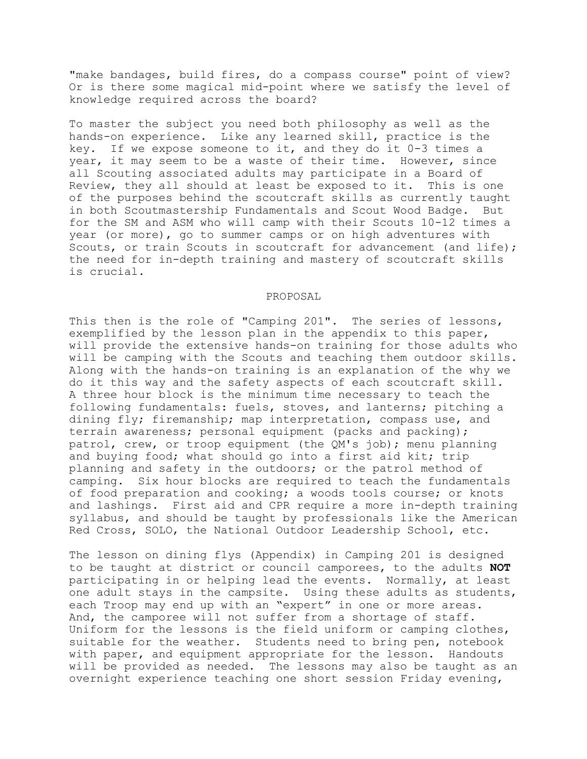"make bandages, build fires, do a compass course" point of view? Or is there some magical mid-point where we satisfy the level of knowledge required across the board?

To master the subject you need both philosophy as well as the hands-on experience. Like any learned skill, practice is the key. If we expose someone to it, and they do it 0-3 times a year, it may seem to be a waste of their time. However, since all Scouting associated adults may participate in a Board of Review, they all should at least be exposed to it. This is one of the purposes behind the scoutcraft skills as currently taught in both Scoutmastership Fundamentals and Scout Wood Badge. But for the SM and ASM who will camp with their Scouts 10-12 times a year (or more), go to summer camps or on high adventures with Scouts, or train Scouts in scoutcraft for advancement (and life); the need for in-depth training and mastery of scoutcraft skills is crucial.

## PROPOSAL

This then is the role of "Camping 201". The series of lessons, exemplified by the lesson plan in the appendix to this paper, will provide the extensive hands-on training for those adults who will be camping with the Scouts and teaching them outdoor skills. Along with the hands-on training is an explanation of the why we do it this way and the safety aspects of each scoutcraft skill. A three hour block is the minimum time necessary to teach the following fundamentals: fuels, stoves, and lanterns; pitching a dining fly; firemanship; map interpretation, compass use, and terrain awareness; personal equipment (packs and packing); patrol, crew, or troop equipment (the QM's job); menu planning and buying food; what should go into a first aid kit; trip planning and safety in the outdoors; or the patrol method of camping. Six hour blocks are required to teach the fundamentals of food preparation and cooking; a woods tools course; or knots and lashings. First aid and CPR require a more in-depth training syllabus, and should be taught by professionals like the American Red Cross, SOLO, the National Outdoor Leadership School, etc.

The lesson on dining flys (Appendix) in Camping 201 is designed to be taught at district or council camporees, to the adults **NOT** participating in or helping lead the events. Normally, at least one adult stays in the campsite. Using these adults as students, each Troop may end up with an "expert" in one or more areas. And, the camporee will not suffer from a shortage of staff. Uniform for the lessons is the field uniform or camping clothes, suitable for the weather. Students need to bring pen, notebook with paper, and equipment appropriate for the lesson. Handouts will be provided as needed. The lessons may also be taught as an overnight experience teaching one short session Friday evening,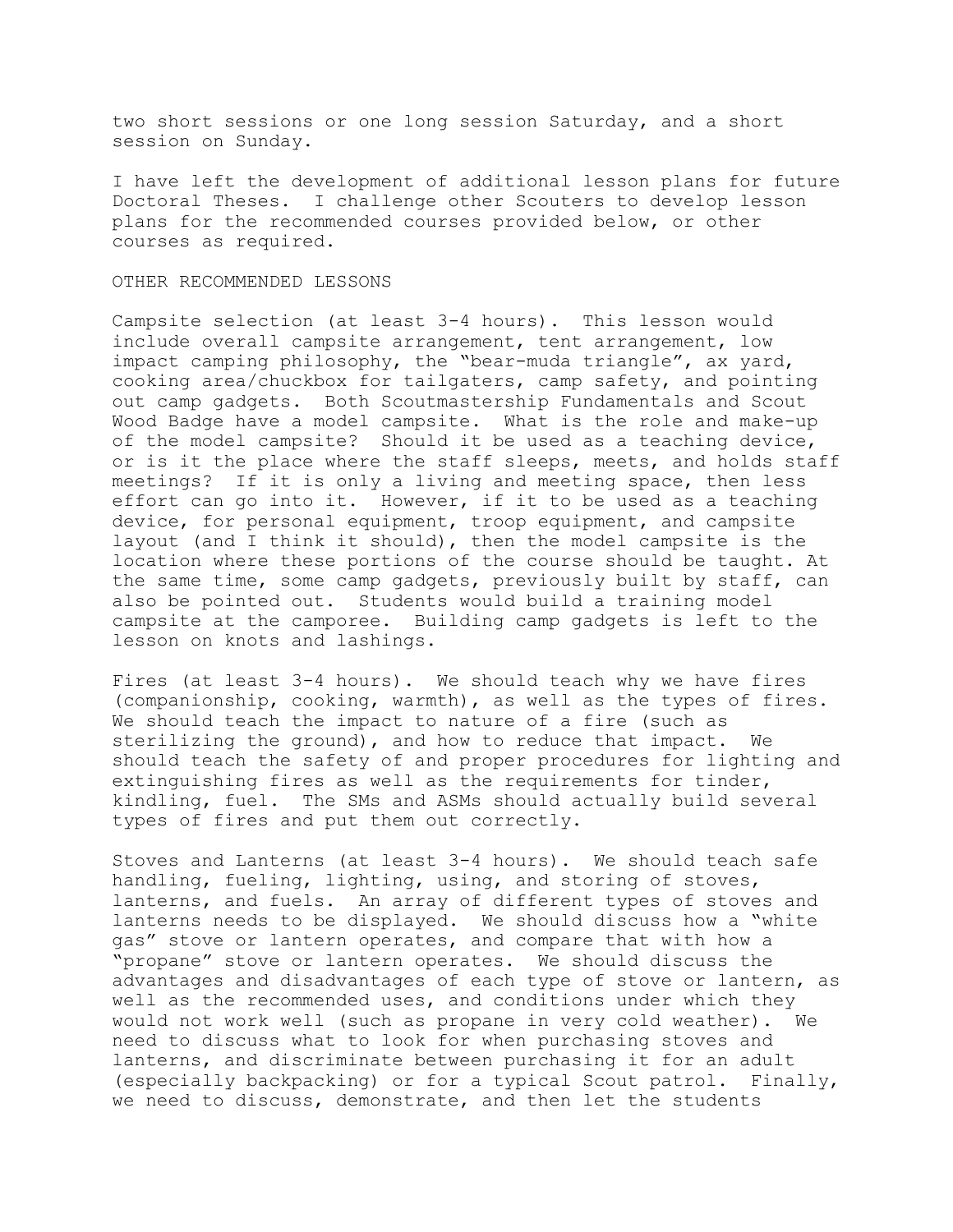two short sessions or one long session Saturday, and a short session on Sunday.

I have left the development of additional lesson plans for future Doctoral Theses. I challenge other Scouters to develop lesson plans for the recommended courses provided below, or other courses as required.

## OTHER RECOMMENDED LESSONS

Campsite selection (at least 3-4 hours). This lesson would include overall campsite arrangement, tent arrangement, low impact camping philosophy, the "bear-muda triangle", ax yard, cooking area/chuckbox for tailgaters, camp safety, and pointing out camp gadgets. Both Scoutmastership Fundamentals and Scout Wood Badge have a model campsite. What is the role and make-up of the model campsite? Should it be used as a teaching device, or is it the place where the staff sleeps, meets, and holds staff meetings? If it is only a living and meeting space, then less effort can go into it. However, if it to be used as a teaching device, for personal equipment, troop equipment, and campsite layout (and I think it should), then the model campsite is the location where these portions of the course should be taught. At the same time, some camp gadgets, previously built by staff, can also be pointed out. Students would build a training model campsite at the camporee. Building camp gadgets is left to the lesson on knots and lashings.

Fires (at least 3-4 hours). We should teach why we have fires (companionship, cooking, warmth), as well as the types of fires. We should teach the impact to nature of a fire (such as sterilizing the ground), and how to reduce that impact. We should teach the safety of and proper procedures for lighting and extinguishing fires as well as the requirements for tinder, kindling, fuel. The SMs and ASMs should actually build several types of fires and put them out correctly.

Stoves and Lanterns (at least 3-4 hours). We should teach safe handling, fueling, lighting, using, and storing of stoves, lanterns, and fuels. An array of different types of stoves and lanterns needs to be displayed. We should discuss how a "white gas" stove or lantern operates, and compare that with how a "propane" stove or lantern operates. We should discuss the advantages and disadvantages of each type of stove or lantern, as well as the recommended uses, and conditions under which they would not work well (such as propane in very cold weather). We need to discuss what to look for when purchasing stoves and lanterns, and discriminate between purchasing it for an adult (especially backpacking) or for a typical Scout patrol. Finally, we need to discuss, demonstrate, and then let the students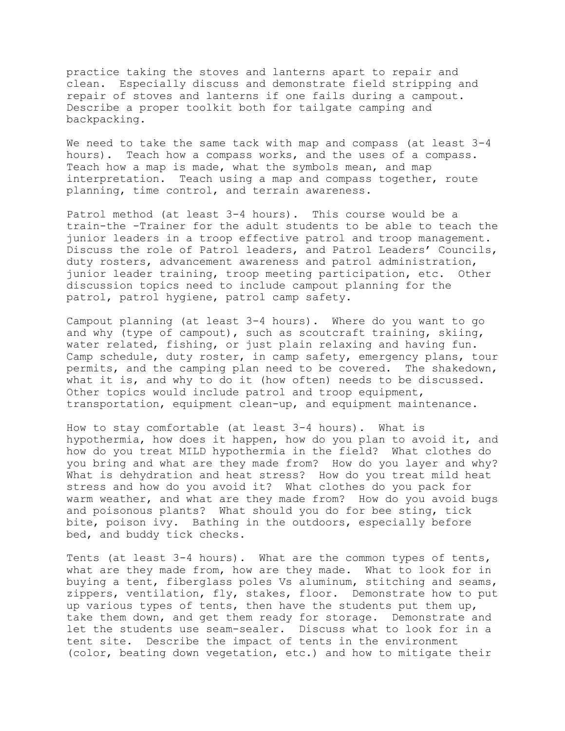practice taking the stoves and lanterns apart to repair and clean. Especially discuss and demonstrate field stripping and repair of stoves and lanterns if one fails during a campout. Describe a proper toolkit both for tailgate camping and backpacking.

We need to take the same tack with map and compass (at least 3-4 hours). Teach how a compass works, and the uses of a compass. Teach how a map is made, what the symbols mean, and map interpretation. Teach using a map and compass together, route planning, time control, and terrain awareness.

Patrol method (at least 3-4 hours). This course would be a train-the -Trainer for the adult students to be able to teach the junior leaders in a troop effective patrol and troop management. Discuss the role of Patrol leaders, and Patrol Leaders' Councils, duty rosters, advancement awareness and patrol administration, junior leader training, troop meeting participation, etc. Other discussion topics need to include campout planning for the patrol, patrol hygiene, patrol camp safety.

Campout planning (at least 3-4 hours). Where do you want to go and why (type of campout), such as scoutcraft training, skiing, water related, fishing, or just plain relaxing and having fun. Camp schedule, duty roster, in camp safety, emergency plans, tour permits, and the camping plan need to be covered. The shakedown, what it is, and why to do it (how often) needs to be discussed. Other topics would include patrol and troop equipment, transportation, equipment clean-up, and equipment maintenance.

How to stay comfortable (at least 3-4 hours). What is hypothermia, how does it happen, how do you plan to avoid it, and how do you treat MILD hypothermia in the field? What clothes do you bring and what are they made from? How do you layer and why? What is dehydration and heat stress? How do you treat mild heat stress and how do you avoid it? What clothes do you pack for warm weather, and what are they made from? How do you avoid bugs and poisonous plants? What should you do for bee sting, tick bite, poison ivy. Bathing in the outdoors, especially before bed, and buddy tick checks.

Tents (at least 3-4 hours). What are the common types of tents, what are they made from, how are they made. What to look for in buying a tent, fiberglass poles Vs aluminum, stitching and seams, zippers, ventilation, fly, stakes, floor. Demonstrate how to put up various types of tents, then have the students put them up, take them down, and get them ready for storage. Demonstrate and let the students use seam-sealer. Discuss what to look for in a tent site. Describe the impact of tents in the environment (color, beating down vegetation, etc.) and how to mitigate their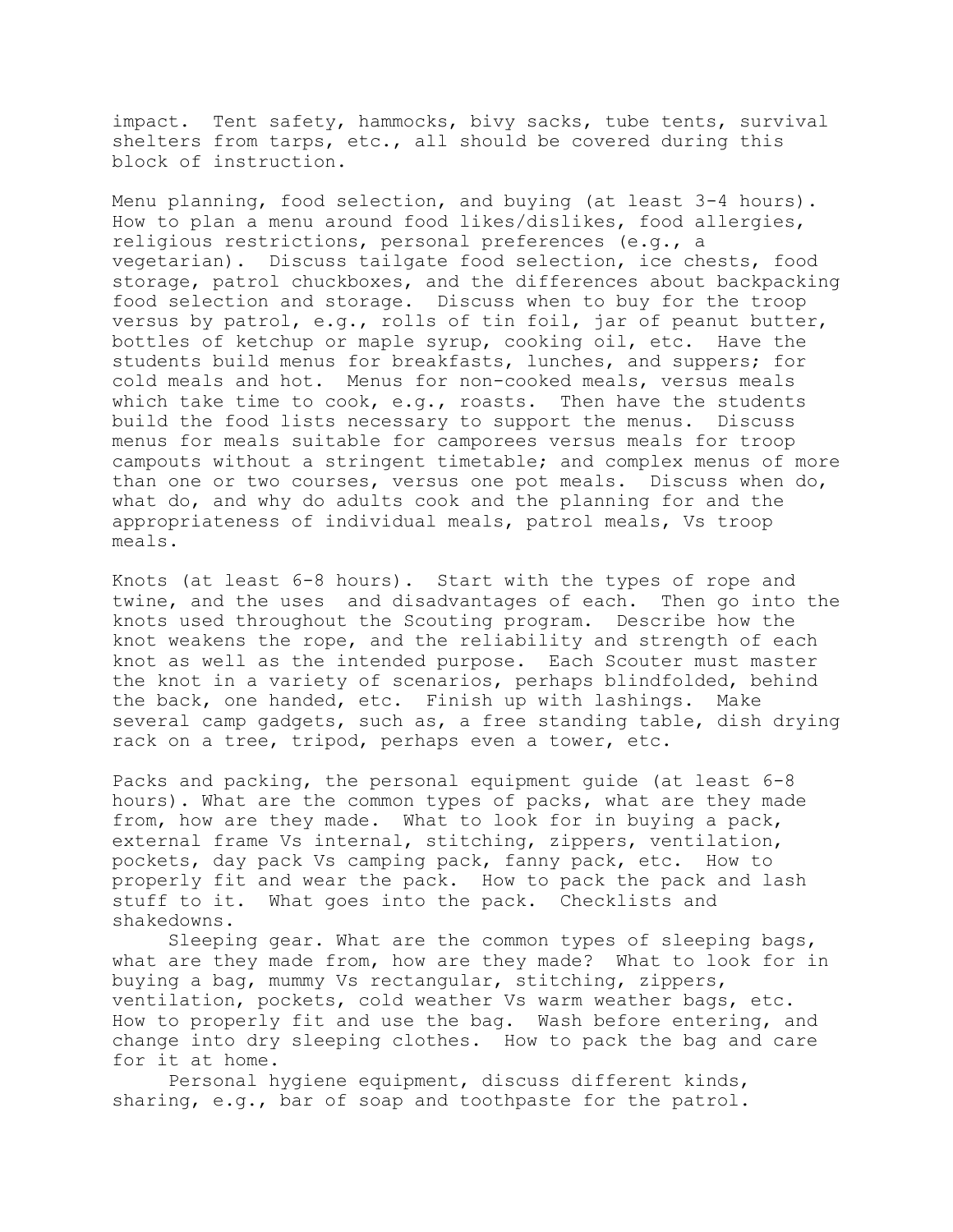impact. Tent safety, hammocks, bivy sacks, tube tents, survival shelters from tarps, etc., all should be covered during this block of instruction.

Menu planning, food selection, and buying (at least 3-4 hours). How to plan a menu around food likes/dislikes, food allergies, religious restrictions, personal preferences (e.g., a vegetarian). Discuss tailgate food selection, ice chests, food storage, patrol chuckboxes, and the differences about backpacking food selection and storage. Discuss when to buy for the troop versus by patrol, e.g., rolls of tin foil, jar of peanut butter, bottles of ketchup or maple syrup, cooking oil, etc. Have the students build menus for breakfasts, lunches, and suppers; for cold meals and hot. Menus for non-cooked meals, versus meals which take time to cook, e.g., roasts. Then have the students build the food lists necessary to support the menus. Discuss menus for meals suitable for camporees versus meals for troop campouts without a stringent timetable; and complex menus of more than one or two courses, versus one pot meals. Discuss when do, what do, and why do adults cook and the planning for and the appropriateness of individual meals, patrol meals, Vs troop meals.

Knots (at least 6-8 hours). Start with the types of rope and twine, and the uses and disadvantages of each. Then go into the knots used throughout the Scouting program. Describe how the knot weakens the rope, and the reliability and strength of each knot as well as the intended purpose. Each Scouter must master the knot in a variety of scenarios, perhaps blindfolded, behind the back, one handed, etc. Finish up with lashings. Make several camp gadgets, such as, a free standing table, dish drying rack on a tree, tripod, perhaps even a tower, etc.

Packs and packing, the personal equipment guide (at least 6-8 hours). What are the common types of packs, what are they made from, how are they made. What to look for in buying a pack, external frame Vs internal, stitching, zippers, ventilation, pockets, day pack Vs camping pack, fanny pack, etc. How to properly fit and wear the pack. How to pack the pack and lash stuff to it. What goes into the pack. Checklists and shakedowns.

Sleeping gear. What are the common types of sleeping bags, what are they made from, how are they made? What to look for in buying a bag, mummy Vs rectangular, stitching, zippers, ventilation, pockets, cold weather Vs warm weather bags, etc. How to properly fit and use the bag. Wash before entering, and change into dry sleeping clothes. How to pack the bag and care for it at home.

Personal hygiene equipment, discuss different kinds, sharing, e.g., bar of soap and toothpaste for the patrol.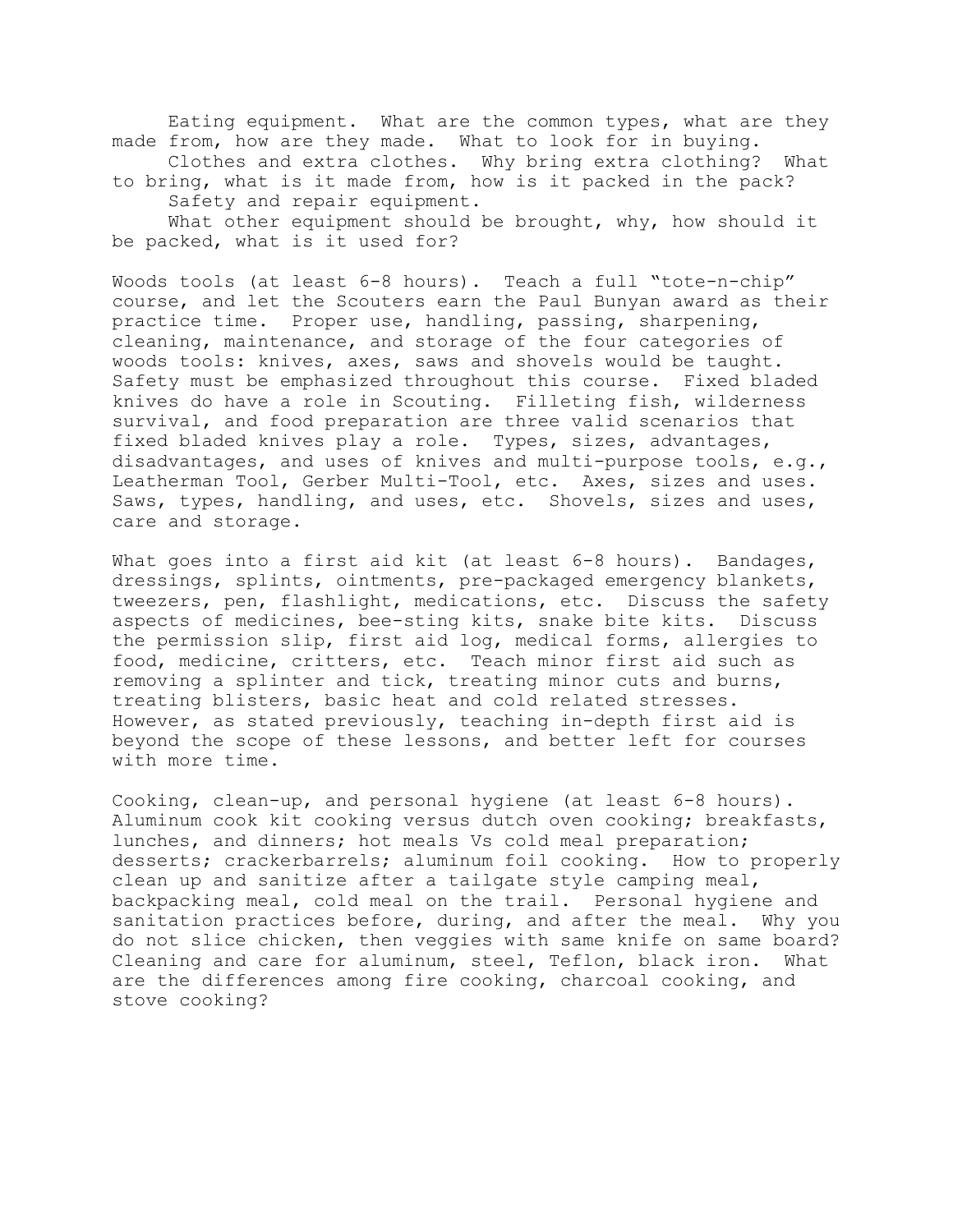Eating equipment. What are the common types, what are they made from, how are they made. What to look for in buying.

Clothes and extra clothes. Why bring extra clothing? What to bring, what is it made from, how is it packed in the pack?

Safety and repair equipment.

What other equipment should be brought, why, how should it be packed, what is it used for?

Woods tools (at least 6-8 hours). Teach a full "tote-n-chip" course, and let the Scouters earn the Paul Bunyan award as their practice time. Proper use, handling, passing, sharpening, cleaning, maintenance, and storage of the four categories of woods tools: knives, axes, saws and shovels would be taught. Safety must be emphasized throughout this course. Fixed bladed knives do have a role in Scouting. Filleting fish, wilderness survival, and food preparation are three valid scenarios that fixed bladed knives play a role. Types, sizes, advantages, disadvantages, and uses of knives and multi-purpose tools, e.g., Leatherman Tool, Gerber Multi-Tool, etc. Axes, sizes and uses. Saws, types, handling, and uses, etc. Shovels, sizes and uses, care and storage.

What goes into a first aid kit (at least 6-8 hours). Bandages, dressings, splints, ointments, pre-packaged emergency blankets, tweezers, pen, flashlight, medications, etc. Discuss the safety aspects of medicines, bee-sting kits, snake bite kits. Discuss the permission slip, first aid log, medical forms, allergies to food, medicine, critters, etc. Teach minor first aid such as removing a splinter and tick, treating minor cuts and burns, treating blisters, basic heat and cold related stresses. However, as stated previously, teaching in-depth first aid is beyond the scope of these lessons, and better left for courses with more time.

Cooking, clean-up, and personal hygiene (at least 6-8 hours). Aluminum cook kit cooking versus dutch oven cooking; breakfasts, lunches, and dinners; hot meals Vs cold meal preparation; desserts; crackerbarrels; aluminum foil cooking. How to properly clean up and sanitize after a tailgate style camping meal, backpacking meal, cold meal on the trail. Personal hygiene and sanitation practices before, during, and after the meal. Why you do not slice chicken, then veggies with same knife on same board? Cleaning and care for aluminum, steel, Teflon, black iron. What are the differences among fire cooking, charcoal cooking, and stove cooking?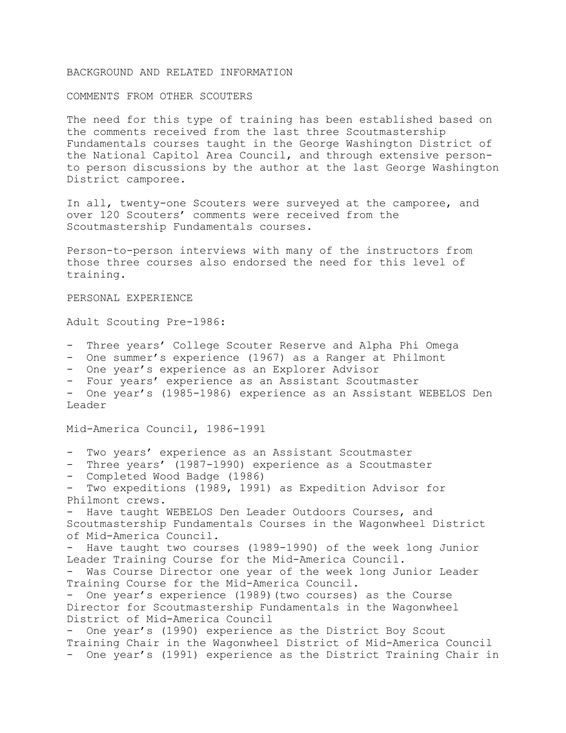# BACKGROUND AND RELATED INFORMATION

## COMMENTS FROM OTHER SCOUTERS

The need for this type of training has been established based on the comments received from the last three Scoutmastership Fundamentals courses taught in the George Washington District of the National Capitol Area Council, and through extensive person-to person discussions by the author at the last George Washington District camporee.

In all, twenty-one Scouters were surveyed at the camporee, and over 120 Scouters' comments were received from the Scoutmastership Fundamentals courses.

Person-to-person interviews with many of the instructors from those three courses also endorsed the need for this level of training.

## PERSONAL EXPERIENCE

Adult Scouting Pre-1986:

- Three years' College Scouter Reserve and Alpha Phi Omega
- One summer's experience (1967) as a Ranger at Philmont
- One year's experience as an Explorer Advisor
- Four years' experience as an Assistant Scoutmaster
- One year's (1985-1986) experience as an Assistant WEBELOS Den Leader

Mid-America Council, 1986-1991

- Two years' experience as an Assistant Scoutmaster
- Three years' (1987-1990) experience as a Scoutmaster
- Completed Wood Badge (1986)
- Two expeditions (1989, 1991) as Expedition Advisor for Philmont crews.
- Have taught WEBELOS Den Leader Outdoors Courses, and Scoutmastership Fundamentals Courses in the Wagonwheel District of Mid-America Council.
- Have taught two courses (1989-1990) of the week long Junior Leader Training Course for the Mid-America Council.
- Was Course Director one year of the week long Junior Leader Training Course for the Mid-America Council.
- One year's experience (1989)(two courses) as the Course Director for Scoutmastership Fundamentals in the Wagonwheel District of Mid-America Council
- One year's (1990) experience as the District Boy Scout Training Chair in the Wagonwheel District of Mid-America Council
- One year's (1991) experience as the District Training Chair in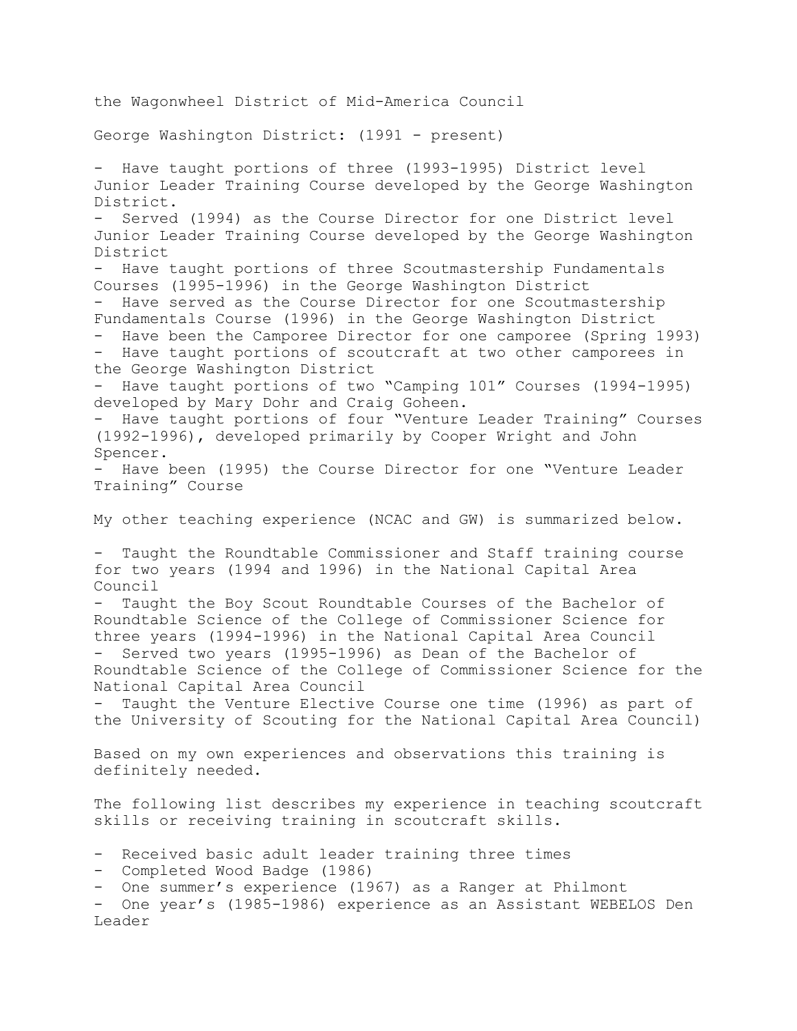the Wagonwheel District of Mid-America Council

George Washington District: (1991 - present)

- Have taught portions of three (1993-1995) District level Junior Leader Training Course developed by the George Washington District.
- Served (1994) as the Course Director for one District level Junior Leader Training Course developed by the George Washington District
- Have taught portions of three Scoutmastership Fundamentals Courses (1995-1996) in the George Washington District
- Have served as the Course Director for one Scoutmastership Fundamentals Course (1996) in the George Washington District
- Have been the Camporee Director for one camporee (Spring 1993)
- Have taught portions of scoutcraft at two other camporees in the George Washington District
- Have taught portions of two "Camping 101" Courses (1994-1995) developed by Mary Dohr and Craig Goheen.
- Have taught portions of four "Venture Leader Training" Courses (1992-1996), developed primarily by Cooper Wright and John Spencer.
- Have been (1995) the Course Director for one "Venture Leader Training" Course

My other teaching experience (NCAC and GW) is summarized below.

- Taught the Roundtable Commissioner and Staff training course for two years (1994 and 1996) in the National Capital Area Council
- Taught the Boy Scout Roundtable Courses of the Bachelor of Roundtable Science of the College of Commissioner Science for three years (1994-1996) in the National Capital Area Council
- Served two years (1995-1996) as Dean of the Bachelor of Roundtable Science of the College of Commissioner Science for the National Capital Area Council
- Taught the Venture Elective Course one time (1996) as part of the University of Scouting for the National Capital Area Council)

Based on my own experiences and observations this training is definitely needed.

The following list describes my experience in teaching scoutcraft skills or receiving training in scoutcraft skills.

- Received basic adult leader training three times
- Completed Wood Badge (1986)
- One summer's experience (1967) as a Ranger at Philmont
- One year's (1985-1986) experience as an Assistant WEBELOS Den Leader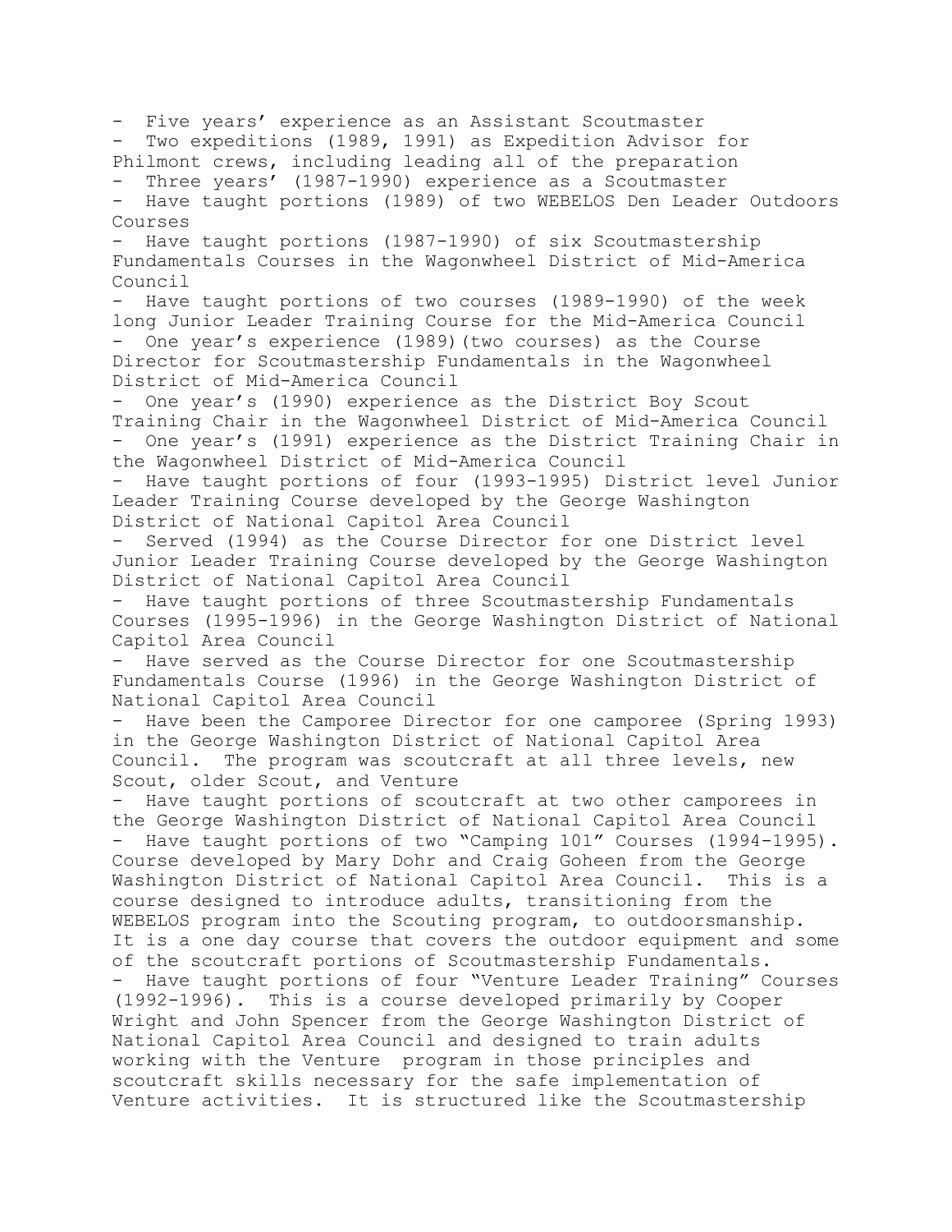- Five years' experience as an Assistant Scoutmaster
- Two expeditions (1989, 1991) as Expedition Advisor for Philmont crews, including leading all of the preparation
- Three years' (1987-1990) experience as a Scoutmaster
- Have taught portions (1989) of two WEBELOS Den Leader Outdoors Courses
- Have taught portions (1987-1990) of six Scoutmastership Fundamentals Courses in the Wagonwheel District of Mid-America Council
- Have taught portions of two courses (1989-1990) of the week long Junior Leader Training Course for the Mid-America Council
- One year's experience (1989)(two courses) as the Course Director for Scoutmastership Fundamentals in the Wagonwheel District of Mid-America Council
- One year's (1990) experience as the District Boy Scout Training Chair in the Wagonwheel District of Mid-America Council
- One year's (1991) experience as the District Training Chair in the Wagonwheel District of Mid-America Council
- Have taught portions of four (1993-1995) District level Junior Leader Training Course developed by the George Washington District of National Capitol Area Council
- Served (1994) as the Course Director for one District level Junior Leader Training Course developed by the George Washington District of National Capitol Area Council
- Have taught portions of three Scoutmastership Fundamentals Courses (1995-1996) in the George Washington District of National Capitol Area Council
- Have served as the Course Director for one Scoutmastership Fundamentals Course (1996) in the George Washington District of National Capitol Area Council
- Have been the Camporee Director for one camporee (Spring 1993) in the George Washington District of National Capitol Area Council. The program was scoutcraft at all three levels, new Scout, older Scout, and Venture
- Have taught portions of scoutcraft at two other camporees in the George Washington District of National Capitol Area Council
- Have taught portions of two "Camping 101" Courses (1994-1995). Course developed by Mary Dohr and Craig Goheen from the George Washington District of National Capitol Area Council. This is a course designed to introduce adults, transitioning from the WEBELOS program into the Scouting program, to outdoorsmanship. It is a one day course that covers the outdoor equipment and some of the scoutcraft portions of Scoutmastership Fundamentals.
- Have taught portions of four "Venture Leader Training" Courses (1992-1996). This is a course developed primarily by Cooper Wright and John Spencer from the George Washington District of National Capitol Area Council and designed to train adults working with the Venture program in those principles and scoutcraft skills necessary for the safe implementation of Venture activities. It is structured like the Scoutmastership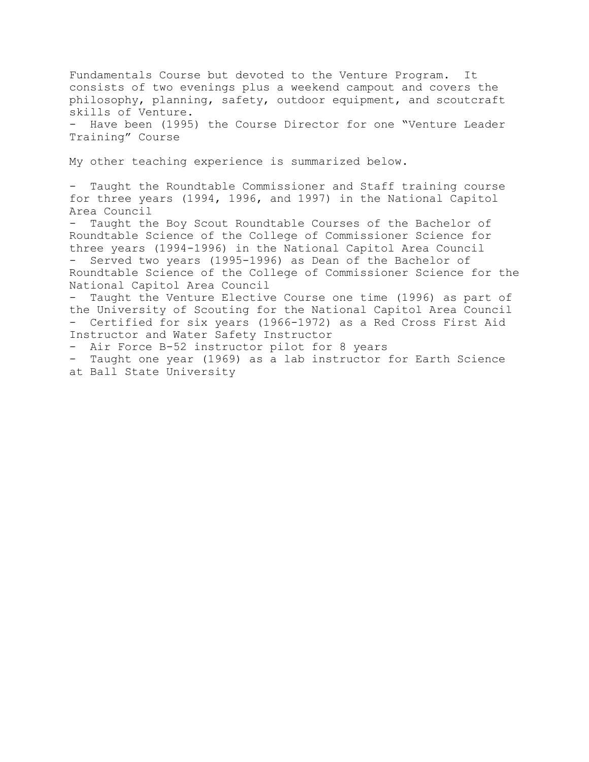Fundamentals Course but devoted to the Venture Program. It consists of two evenings plus a weekend campout and covers the philosophy, planning, safety, outdoor equipment, and scoutcraft skills of Venture.

- Have been (1995) the Course Director for one "Venture Leader Training" Course

My other teaching experience is summarized below.

- Taught the Roundtable Commissioner and Staff training course for three years (1994, 1996, and 1997) in the National Capitol Area Council
- Taught the Boy Scout Roundtable Courses of the Bachelor of Roundtable Science of the College of Commissioner Science for three years (1994-1996) in the National Capitol Area Council
- Served two years (1995-1996) as Dean of the Bachelor of Roundtable Science of the College of Commissioner Science for the National Capitol Area Council
- Taught the Venture Elective Course one time (1996) as part of the University of Scouting for the National Capitol Area Council
- Certified for six years (1966-1972) as a Red Cross First Aid Instructor and Water Safety Instructor
- Air Force B-52 instructor pilot for 8 years
- Taught one year (1969) as a lab instructor for Earth Science at Ball State University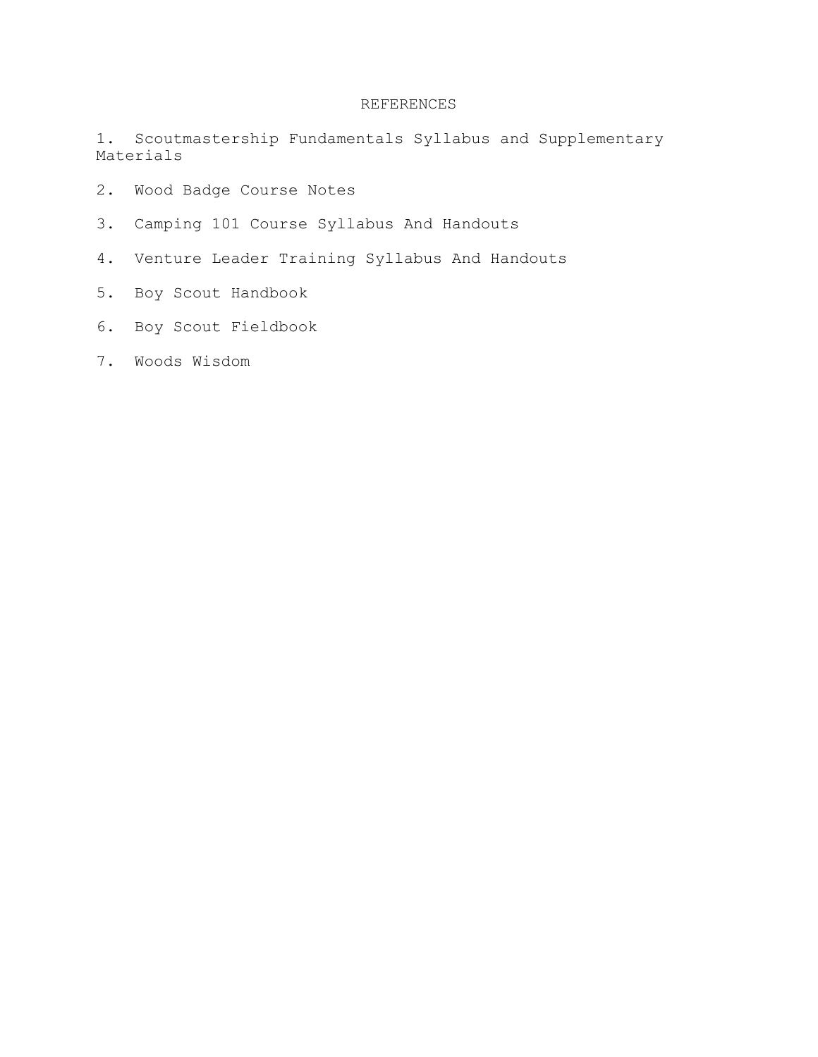# REFERENCES

1. Scoutmastership Fundamentals Syllabus and Supplementary Materials

2. Wood Badge Course Notes

3. Camping 101 Course Syllabus And Handouts

4. Venture Leader Training Syllabus And Handouts

5. Boy Scout Handbook

6. Boy Scout Fieldbook

7. Woods Wisdom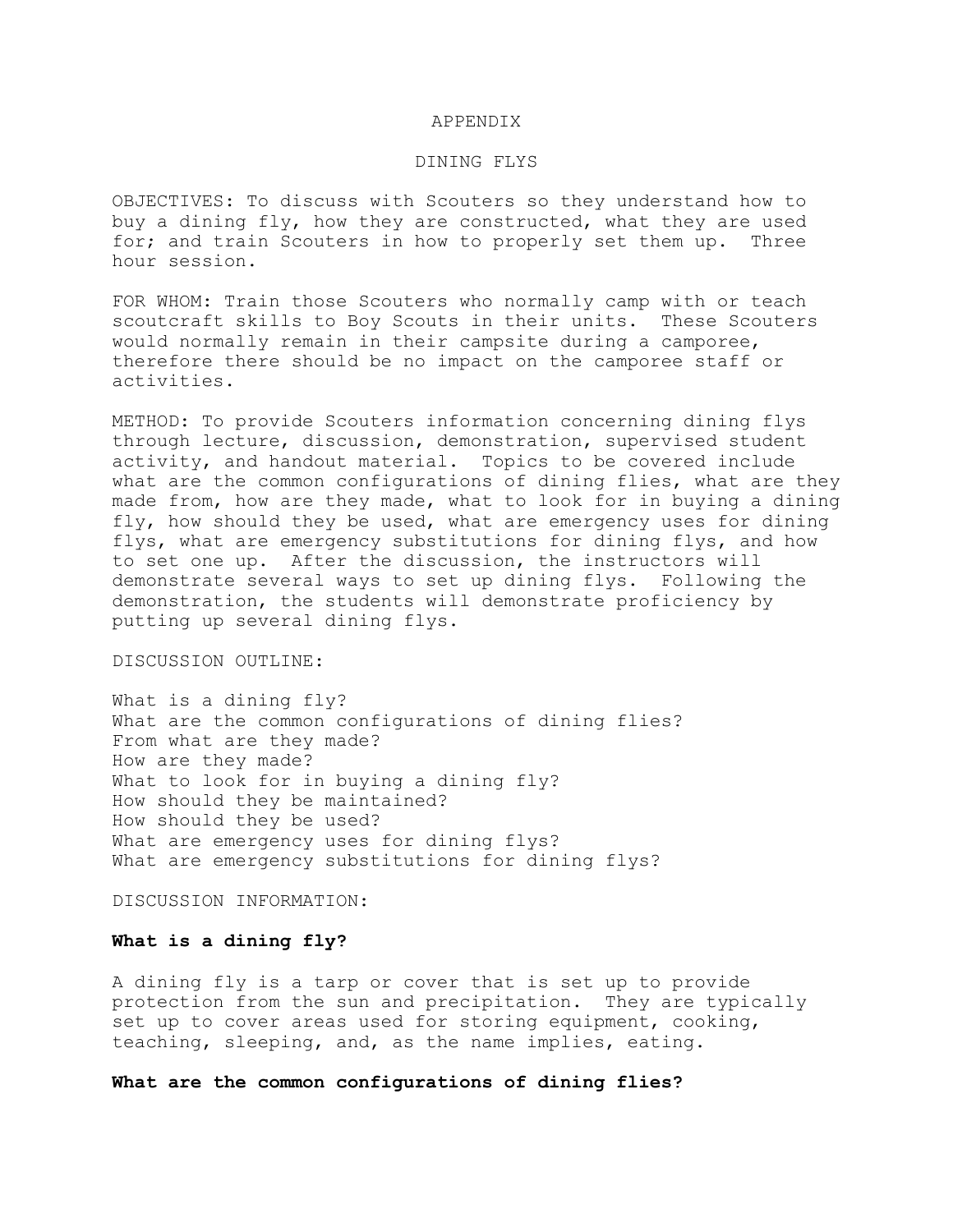# APPENDIX

## DINING FLYS

OBJECTIVES: To discuss with Scouters so they understand how to buy a dining fly, how they are constructed, what they are used for; and train Scouters in how to properly set them up. Three hour session.

FOR WHOM: Train those Scouters who normally camp with or teach scoutcraft skills to Boy Scouts in their units. These Scouters would normally remain in their campsite during a camporee, therefore there should be no impact on the camporee staff or activities.

METHOD: To provide Scouters information concerning dining flys through lecture, discussion, demonstration, supervised student activity, and handout material. Topics to be covered include what are the common configurations of dining flies, what are they made from, how are they made, what to look for in buying a dining fly, how should they be used, what are emergency uses for dining flys, what are emergency substitutions for dining flys, and how to set one up. After the discussion, the instructors will demonstrate several ways to set up dining flys. Following the demonstration, the students will demonstrate proficiency by putting up several dining flys.

DISCUSSION OUTLINE:

What is a dining fly?
What are the common configurations of dining flies?
From what are they made?
How are they made?
What to look for in buying a dining fly?
How should they be maintained?
How should they be used?
What are emergency uses for dining flys?
What are emergency substitutions for dining flys?

DISCUSSION INFORMATION:

**What is a dining fly?**

A dining fly is a tarp or cover that is set up to provide protection from the sun and precipitation. They are typically set up to cover areas used for storing equipment, cooking, teaching, sleeping, and, as the name implies, eating.

**What are the common configurations of dining flies?**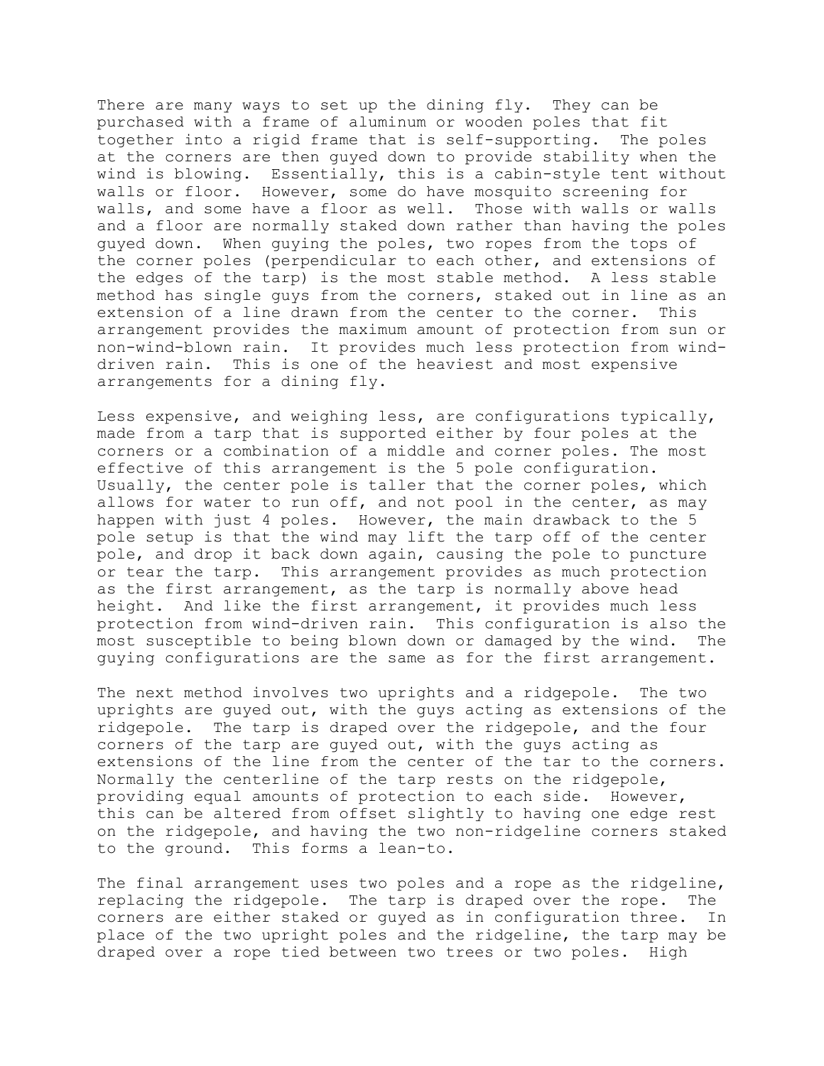There are many ways to set up the dining fly. They can be purchased with a frame of aluminum or wooden poles that fit together into a rigid frame that is self-supporting. The poles at the corners are then guyed down to provide stability when the wind is blowing. Essentially, this is a cabin-style tent without walls or floor. However, some do have mosquito screening for walls, and some have a floor as well. Those with walls or walls and a floor are normally staked down rather than having the poles guyed down. When guying the poles, two ropes from the tops of the corner poles (perpendicular to each other, and extensions of the edges of the tarp) is the most stable method. A less stable method has single guys from the corners, staked out in line as an extension of a line drawn from the center to the corner. This arrangement provides the maximum amount of protection from sun or non-wind-blown rain. It provides much less protection from wind-driven rain. This is one of the heaviest and most expensive arrangements for a dining fly.

Less expensive, and weighing less, are configurations typically, made from a tarp that is supported either by four poles at the corners or a combination of a middle and corner poles. The most effective of this arrangement is the 5 pole configuration. Usually, the center pole is taller that the corner poles, which allows for water to run off, and not pool in the center, as may happen with just 4 poles. However, the main drawback to the 5 pole setup is that the wind may lift the tarp off of the center pole, and drop it back down again, causing the pole to puncture or tear the tarp. This arrangement provides as much protection as the first arrangement, as the tarp is normally above head height. And like the first arrangement, it provides much less protection from wind-driven rain. This configuration is also the most susceptible to being blown down or damaged by the wind. The guying configurations are the same as for the first arrangement.

The next method involves two uprights and a ridgepole. The two uprights are guyed out, with the guys acting as extensions of the ridgepole. The tarp is draped over the ridgepole, and the four corners of the tarp are guyed out, with the guys acting as extensions of the line from the center of the tar to the corners. Normally the centerline of the tarp rests on the ridgepole, providing equal amounts of protection to each side. However, this can be altered from offset slightly to having one edge rest on the ridgepole, and having the two non-ridgeline corners staked to the ground. This forms a lean-to.

The final arrangement uses two poles and a rope as the ridgeline, replacing the ridgepole. The tarp is draped over the rope. The corners are either staked or guyed as in configuration three. In place of the two upright poles and the ridgeline, the tarp may be draped over a rope tied between two trees or two poles. High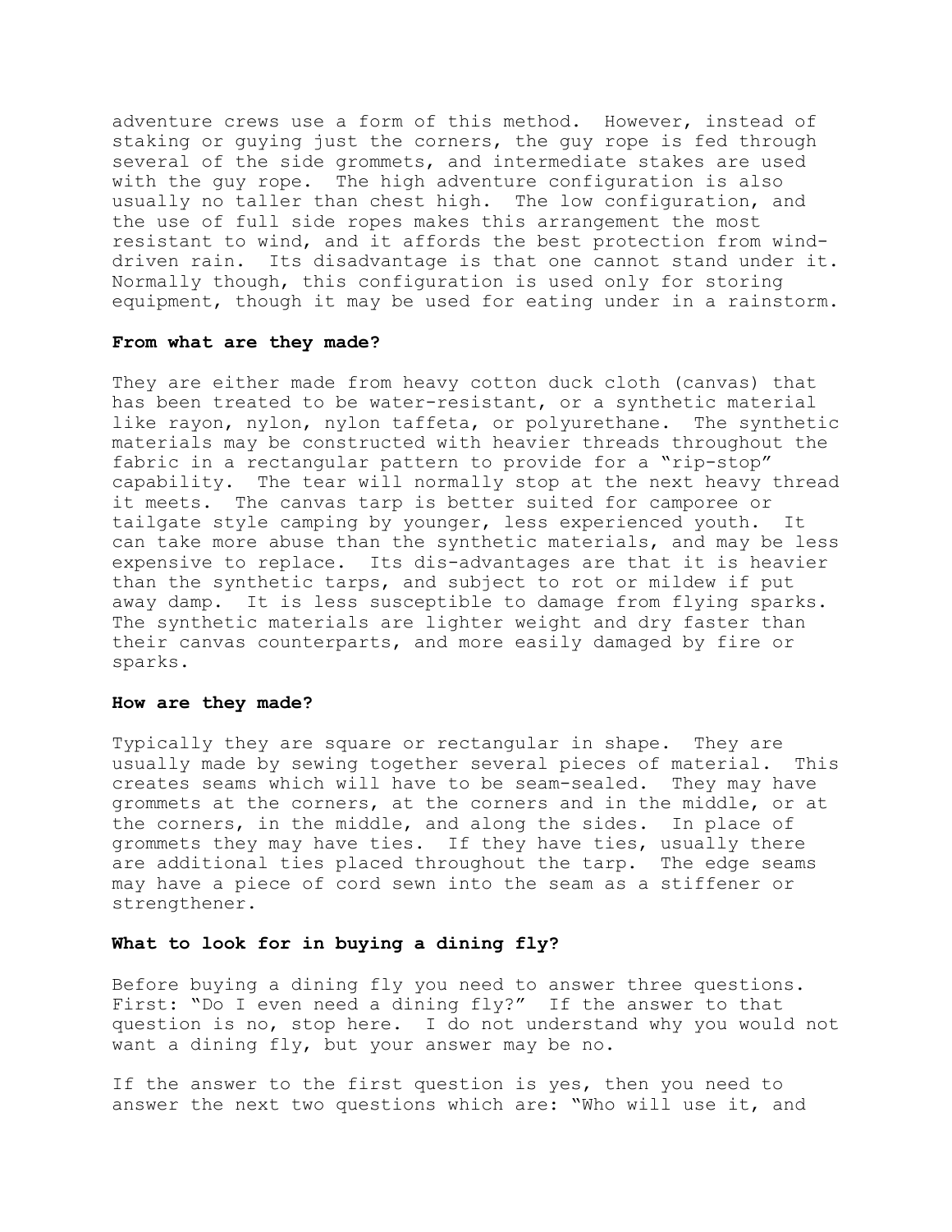adventure crews use a form of this method. However, instead of staking or guying just the corners, the guy rope is fed through several of the side grommets, and intermediate stakes are used with the guy rope. The high adventure configuration is also usually no taller than chest high. The low configuration, and the use of full side ropes makes this arrangement the most resistant to wind, and it affords the best protection from wind-driven rain. Its disadvantage is that one cannot stand under it. Normally though, this configuration is used only for storing equipment, though it may be used for eating under in a rainstorm.

**From what are they made?**

They are either made from heavy cotton duck cloth (canvas) that has been treated to be water-resistant, or a synthetic material like rayon, nylon, nylon taffeta, or polyurethane. The synthetic materials may be constructed with heavier threads throughout the fabric in a rectangular pattern to provide for a "rip-stop" capability. The tear will normally stop at the next heavy thread it meets. The canvas tarp is better suited for camporee or tailgate style camping by younger, less experienced youth. It can take more abuse than the synthetic materials, and may be less expensive to replace. Its dis-advantages are that it is heavier than the synthetic tarps, and subject to rot or mildew if put away damp. It is less susceptible to damage from flying sparks. The synthetic materials are lighter weight and dry faster than their canvas counterparts, and more easily damaged by fire or sparks.

**How are they made?**

Typically they are square or rectangular in shape. They are usually made by sewing together several pieces of material. This creates seams which will have to be seam-sealed. They may have grommets at the corners, at the corners and in the middle, or at the corners, in the middle, and along the sides. In place of grommets they may have ties. If they have ties, usually there are additional ties placed throughout the tarp. The edge seams may have a piece of cord sewn into the seam as a stiffener or strengthener.

**What to look for in buying a dining fly?**

Before buying a dining fly you need to answer three questions. First: "Do I even need a dining fly?" If the answer to that question is no, stop here. I do not understand why you would not want a dining fly, but your answer may be no.

If the answer to the first question is yes, then you need to answer the next two questions which are: "Who will use it, and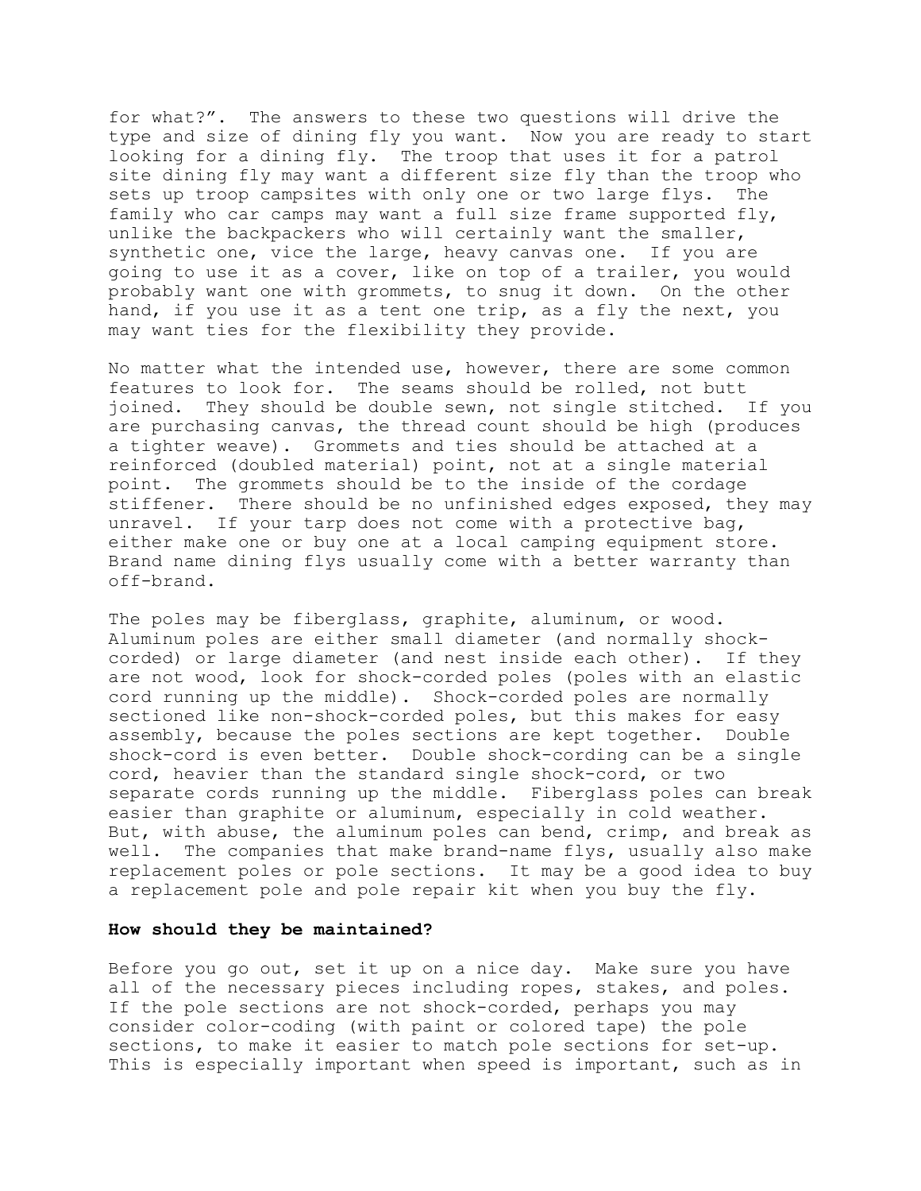for what?”. The answers to these two questions will drive the type and size of dining fly you want. Now you are ready to start looking for a dining fly. The troop that uses it for a patrol site dining fly may want a different size fly than the troop who sets up troop campsites with only one or two large flys. The family who car camps may want a full size frame supported fly, unlike the backpackers who will certainly want the smaller, synthetic one, vice the large, heavy canvas one. If you are going to use it as a cover, like on top of a trailer, you would probably want one with grommets, to snug it down. On the other hand, if you use it as a tent one trip, as a fly the next, you may want ties for the flexibility they provide.

No matter what the intended use, however, there are some common features to look for. The seams should be rolled, not butt joined. They should be double sewn, not single stitched. If you are purchasing canvas, the thread count should be high (produces a tighter weave). Grommets and ties should be attached at a reinforced (doubled material) point, not at a single material point. The grommets should be to the inside of the cordage stiffener. There should be no unfinished edges exposed, they may unravel. If your tarp does not come with a protective bag, either make one or buy one at a local camping equipment store. Brand name dining flys usually come with a better warranty than off-brand.

The poles may be fiberglass, graphite, aluminum, or wood. Aluminum poles are either small diameter (and normally shock-corded) or large diameter (and nest inside each other). If they are not wood, look for shock-corded poles (poles with an elastic cord running up the middle). Shock-corded poles are normally sectioned like non-shock-corded poles, but this makes for easy assembly, because the poles sections are kept together. Double shock-cord is even better. Double shock-cording can be a single cord, heavier than the standard single shock-cord, or two separate cords running up the middle. Fiberglass poles can break easier than graphite or aluminum, especially in cold weather. But, with abuse, the aluminum poles can bend, crimp, and break as well. The companies that make brand-name flys, usually also make replacement poles or pole sections. It may be a good idea to buy a replacement pole and pole repair kit when you buy the fly.

**How should they be maintained?**

Before you go out, set it up on a nice day. Make sure you have all of the necessary pieces including ropes, stakes, and poles. If the pole sections are not shock-corded, perhaps you may consider color-coding (with paint or colored tape) the pole sections, to make it easier to match pole sections for set-up. This is especially important when speed is important, such as in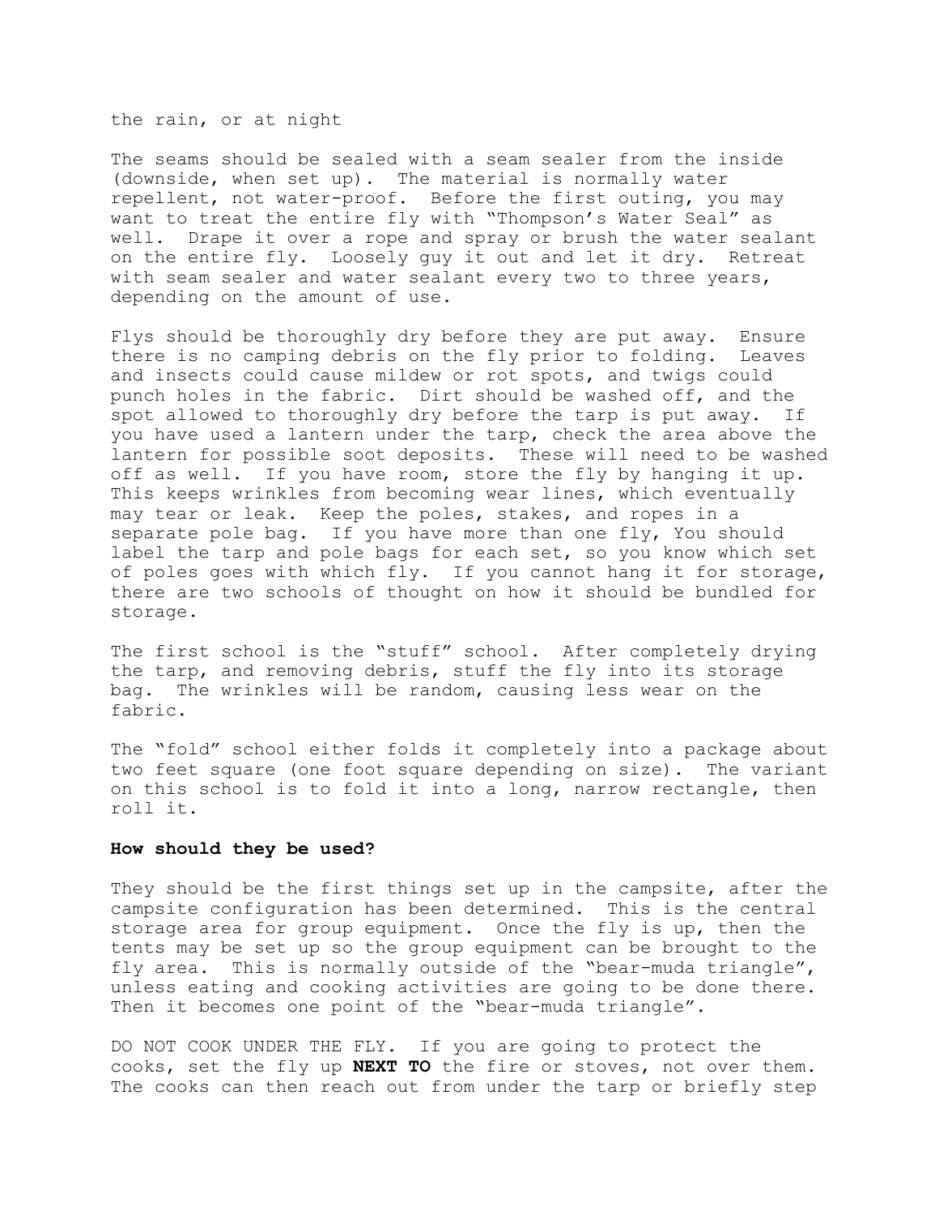the rain, or at night

The seams should be sealed with a seam sealer from the inside (downside, when set up). The material is normally water repellent, not water-proof. Before the first outing, you may want to treat the entire fly with "Thompson's Water Seal" as well. Drape it over a rope and spray or brush the water sealant on the entire fly. Loosely guy it out and let it dry. Retreat with seam sealer and water sealant every two to three years, depending on the amount of use.

Flys should be thoroughly dry before they are put away. Ensure there is no camping debris on the fly prior to folding. Leaves and insects could cause mildew or rot spots, and twigs could punch holes in the fabric. Dirt should be washed off, and the spot allowed to thoroughly dry before the tarp is put away. If you have used a lantern under the tarp, check the area above the lantern for possible soot deposits. These will need to be washed off as well. If you have room, store the fly by hanging it up. This keeps wrinkles from becoming wear lines, which eventually may tear or leak. Keep the poles, stakes, and ropes in a separate pole bag. If you have more than one fly, You should label the tarp and pole bags for each set, so you know which set of poles goes with which fly. If you cannot hang it for storage, there are two schools of thought on how it should be bundled for storage.

The first school is the "stuff" school. After completely drying the tarp, and removing debris, stuff the fly into its storage bag. The wrinkles will be random, causing less wear on the fabric.

The "fold" school either folds it completely into a package about two feet square (one foot square depending on size). The variant on this school is to fold it into a long, narrow rectangle, then roll it.

**How should they be used?**

They should be the first things set up in the campsite, after the campsite configuration has been determined. This is the central storage area for group equipment. Once the fly is up, then the tents may be set up so the group equipment can be brought to the fly area. This is normally outside of the "bear-muda triangle", unless eating and cooking activities are going to be done there. Then it becomes one point of the "bear-muda triangle".

DO NOT COOK UNDER THE FLY. If you are going to protect the cooks, set the fly up **NEXT TO** the fire or stoves, not over them. The cooks can then reach out from under the tarp or briefly step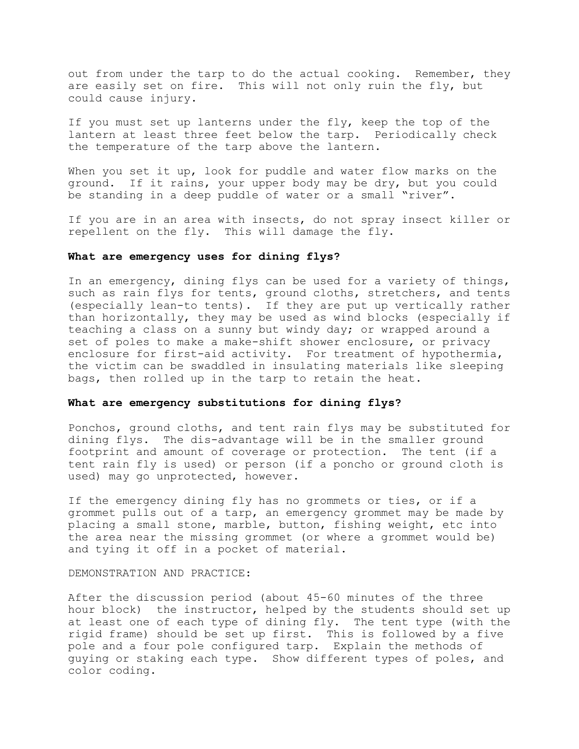out from under the tarp to do the actual cooking. Remember, they are easily set on fire. This will not only ruin the fly, but could cause injury.

If you must set up lanterns under the fly, keep the top of the lantern at least three feet below the tarp. Periodically check the temperature of the tarp above the lantern.

When you set it up, look for puddle and water flow marks on the ground. If it rains, your upper body may be dry, but you could be standing in a deep puddle of water or a small "river".

If you are in an area with insects, do not spray insect killer or repellent on the fly. This will damage the fly.

**What are emergency uses for dining flys?**

In an emergency, dining flys can be used for a variety of things, such as rain flys for tents, ground cloths, stretchers, and tents (especially lean-to tents). If they are put up vertically rather than horizontally, they may be used as wind blocks (especially if teaching a class on a sunny but windy day; or wrapped around a set of poles to make a make-shift shower enclosure, or privacy enclosure for first-aid activity. For treatment of hypothermia, the victim can be swaddled in insulating materials like sleeping bags, then rolled up in the tarp to retain the heat.

**What are emergency substitutions for dining flys?**

Ponchos, ground cloths, and tent rain flys may be substituted for dining flys. The dis-advantage will be in the smaller ground footprint and amount of coverage or protection. The tent (if a tent rain fly is used) or person (if a poncho or ground cloth is used) may go unprotected, however.

If the emergency dining fly has no grommets or ties, or if a grommet pulls out of a tarp, an emergency grommet may be made by placing a small stone, marble, button, fishing weight, etc into the area near the missing grommet (or where a grommet would be) and tying it off in a pocket of material.

DEMONSTRATION AND PRACTICE:

After the discussion period (about 45-60 minutes of the three hour block) the instructor, helped by the students should set up at least one of each type of dining fly. The tent type (with the rigid frame) should be set up first. This is followed by a five pole and a four pole configured tarp. Explain the methods of guying or staking each type. Show different types of poles, and color coding.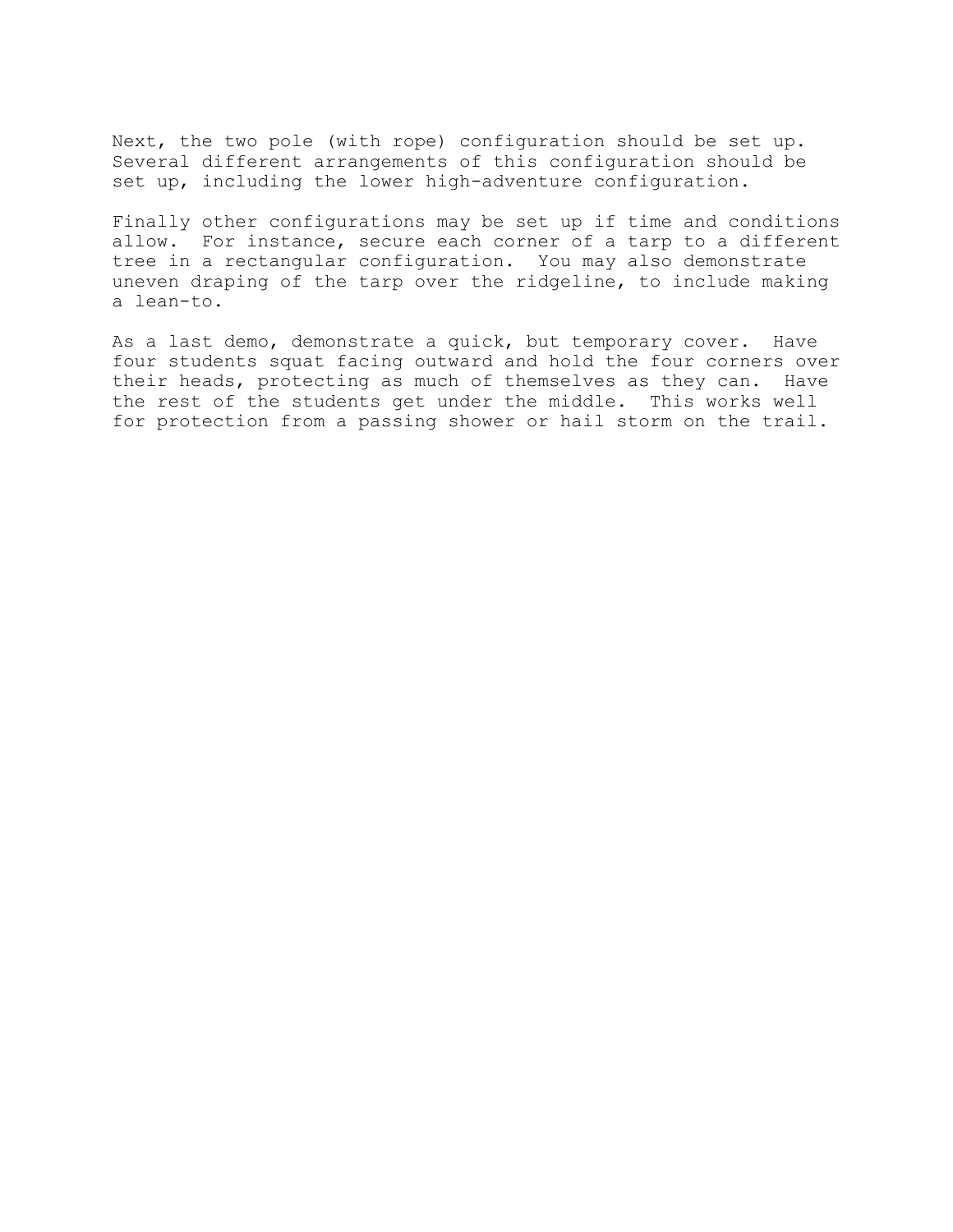Next, the two pole (with rope) configuration should be set up. Several different arrangements of this configuration should be set up, including the lower high-adventure configuration.

Finally other configurations may be set up if time and conditions allow. For instance, secure each corner of a tarp to a different tree in a rectangular configuration. You may also demonstrate uneven draping of the tarp over the ridgeline, to include making a lean-to.

As a last demo, demonstrate a quick, but temporary cover. Have four students squat facing outward and hold the four corners over their heads, protecting as much of themselves as they can. Have the rest of the students get under the middle. This works well for protection from a passing shower or hail storm on the trail.